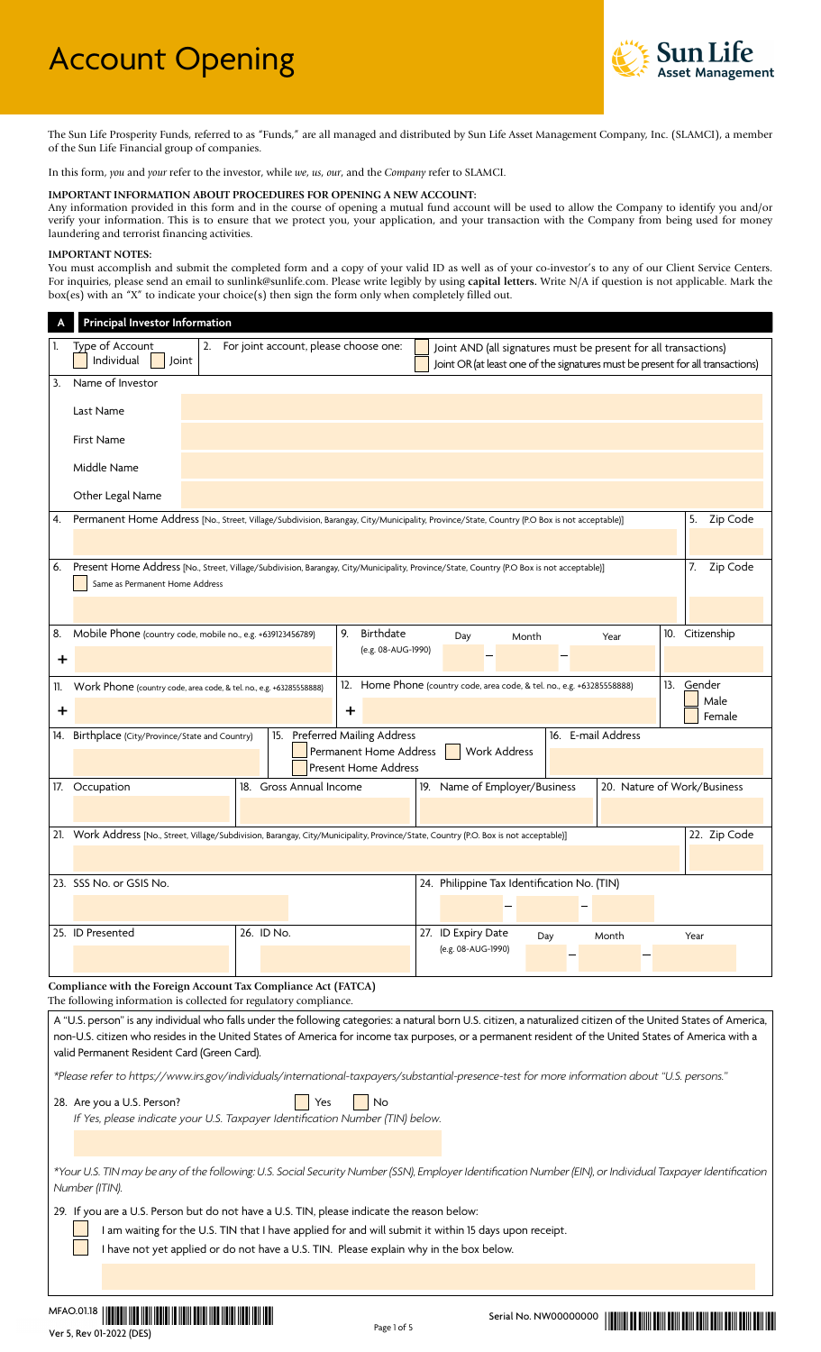# Account Opening

Sun Life Asset Management

The Sun Life Prosperity Funds, referred to as "Funds," are all managed and distributed by Sun Life Asset Management Company, Inc. (SLAMCI), a member of the Sun Life Financial group of companies.

In this form, *you* and *your* refer to the investor, while *we*, *us*, *our*, and the *Company* refer to SLAMCI.

**IMPORTANT INFORMATION ABOUT PROCEDURES FOR OPENING A NEW ACCOUNT:**
Any information provided in this form and in the course of opening a mutual fund account will be used to allow the Company to identify you and/or verify your information. This is to ensure that we protect you, your application, and your transaction with the Company from being used for money laundering and terrorist financing activities.

**IMPORTANT NOTES:**
You must accomplish and submit the completed form and a copy of your valid ID as well as of your co-investor's to any of our Client Service Centers. For inquiries, please send an email to sunlink@sunlife.com. Please write legibly by using **capital letters.** Write N/A if question is not applicable. Mark the box(es) with an "X" to indicate your choice(s) then sign the form only when completely filled out.

## A Principal Investor Information

1. Type of Account
   - ☐ Individual
   - ☐ Joint

2. For joint account, please choose one:
   - ☐ Joint AND (all signatures must be present for all transactions)
   - ☐ Joint OR (at least one of the signatures must be present for all transactions)

3. Name of Investor

| | |
|---|---|
| Last Name | |
| First Name | |
| Middle Name | |
| Other Legal Name | |

4. Permanent Home Address [No., Street, Village/Subdivision, Barangay, City/Municipality, Province/State, Country (P.O Box is not acceptable)]

5. Zip Code

6. Present Home Address [No., Street, Village/Subdivision, Barangay, City/Municipality, Province/State, Country (P.O Box is not acceptable)]
   - ☐ Same as Permanent Home Address

7. Zip Code

8. Mobile Phone (country code, mobile no., e.g. +639123456789)
   +

9. Birthdate (e.g. 08-AUG-1990) Day – Month – Year

10. Citizenship

11. Work Phone (country code, area code, & tel. no., e.g. +63285558888)
    +

12. Home Phone (country code, area code, & tel. no., e.g. +63285558888)
    +

13. Gender
    - ☐ Male
    - ☐ Female

14. Birthplace (City/Province/State and Country)

15. Preferred Mailing Address
    - ☐ Permanent Home Address
    - ☐ Present Home Address
    - ☐ Work Address

16. E-mail Address

17. Occupation

18. Gross Annual Income

19. Name of Employer/Business

20. Nature of Work/Business

21. Work Address [No., Street, Village/Subdivision, Barangay, City/Municipality, Province/State, Country (P.O. Box is not acceptable)]

22. Zip Code

23. SSS No. or GSIS No.

24. Philippine Tax Identification No. (TIN)
    – –

25. ID Presented

26. ID No.

27. ID Expiry Date (e.g. 08-AUG-1990) Day – Month – Year

**Compliance with the Foreign Account Tax Compliance Act (FATCA)**
The following information is collected for regulatory compliance.

A "U.S. person" is any individual who falls under the following categories: a natural born U.S. citizen, a naturalized citizen of the United States of America, non-U.S. citizen who resides in the United States of America for income tax purposes, or a permanent resident of the United States of America with a valid Permanent Resident Card (Green Card).

*\*Please refer to https://www.irs.gov/individuals/international-taxpayers/substantial-presence-test for more information about "U.S. persons."*

28. Are you a U.S. Person? ☐ Yes ☐ No
    *If Yes, please indicate your U.S. Taxpayer Identification Number (TIN) below.*

*\*Your U.S. TIN may be any of the following: U.S. Social Security Number (SSN), Employer Identification Number (EIN), or Individual Taxpayer Identification Number (ITIN).*

29. If you are a U.S. Person but do not have a U.S. TIN, please indicate the reason below:
    - ☐ I am waiting for the U.S. TIN that I have applied for and will submit it within 15 days upon receipt.
    - ☐ I have not yet applied or do not have a U.S. TIN. Please explain why in the box below.

MFAO.01.18
Ver 5, Rev 01-2022 (DES)

Serial No. NW00000000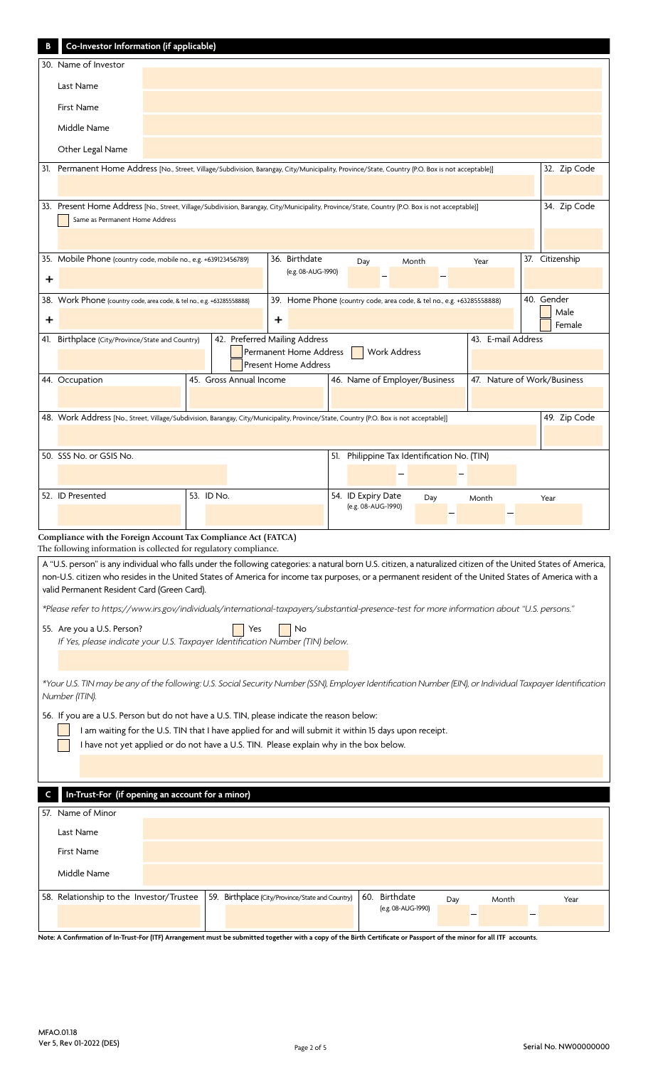## B Co-Investor Information (if applicable)

30. Name of Investor

| | |
|---|---|
| Last Name | |
| First Name | |
| Middle Name | |
| Other Legal Name | |

| 31. Permanent Home Address [No., Street, Village/Subdivision, Barangay, City/Municipality, Province/State, Country (P.O. Box is not acceptable)] | 32. Zip Code |
|---|---|
| | |

| 33. Present Home Address [No., Street, Village/Subdivision, Barangay, City/Municipality, Province/State, Country (P.O. Box is not acceptable)] ☐ Same as Permanent Home Address | 34. Zip Code |
|---|---|
| | |

| 35. Mobile Phone (country code, mobile no., e.g. +639123456789) | 36. Birthdate (e.g. 08-AUG-1990) Day – Month – Year | 37. Citizenship |
|---|---|---|
| + | | |

| 38. Work Phone (country code, area code, & tel no., e.g. +63285558888) | 39. Home Phone (country code, area code, & tel no., e.g. +63285558888) | 40. Gender |
|---|---|---|
| + | + | ☐ Male ☐ Female |

| 41. Birthplace (City/Province/State and Country) | 42. Preferred Mailing Address ☐ Permanent Home Address ☐ Work Address ☐ Present Home Address | 43. E-mail Address |
|---|---|---|
| | | |

| 44. Occupation | 45. Gross Annual Income | 46. Name of Employer/Business | 47. Nature of Work/Business |
|---|---|---|---|
| | | | |

| 48. Work Address [No., Street, Village/Subdivision, Barangay, City/Municipality, Province/State, Country (P.O. Box is not acceptable)] | 49. Zip Code |
|---|---|
| | |

| 50. SSS No. or GSIS No. | 51. Philippine Tax Identification No. (TIN) |
|---|---|
| | – – |

| 52. ID Presented | 53. ID No. | 54. ID Expiry Date (e.g. 08-AUG-1990) Day – Month – Year |
|---|---|---|
| | | |

**Compliance with the Foreign Account Tax Compliance Act (FATCA)**
The following information is collected for regulatory compliance.

A "U.S. person" is any individual who falls under the following categories: a natural born U.S. citizen, a naturalized citizen of the United States of America, non-U.S. citizen who resides in the United States of America for income tax purposes, or a permanent resident of the United States of America with a valid Permanent Resident Card (Green Card).

*\*Please refer to https://www.irs.gov/individuals/international-taxpayers/substantial-presence-test for more information about "U.S. persons."*

55. Are you a U.S. Person? ☐ Yes ☐ No
*If Yes, please indicate your U.S. Taxpayer Identification Number (TIN) below.*

*\*Your U.S. TIN may be any of the following: U.S. Social Security Number (SSN), Employer Identification Number (EIN), or Individual Taxpayer Identification Number (ITIN).*

56. If you are a U.S. Person but do not have a U.S. TIN, please indicate the reason below:
- ☐ I am waiting for the U.S. TIN that I have applied for and will submit it within 15 days upon receipt.
- ☐ I have not yet applied or do not have a U.S. TIN. Please explain why in the box below.

## C In-Trust-For (if opening an account for a minor)

57. Name of Minor

| | |
|---|---|
| Last Name | |
| First Name | |
| Middle Name | |

| 58. Relationship to the Investor/Trustee | 59. Birthplace (City/Province/State and Country) | 60. Birthdate (e.g. 08-AUG-1990) Day – Month – Year |
|---|---|---|
| | | |

**Note: A Confirmation of In-Trust-For (ITF) Arrangement must be submitted together with a copy of the Birth Certificate or Passport of the minor for all ITF accounts.**

MFAO.01.18
Ver 5, Rev 01-2022 (DES)

Serial No. NW00000000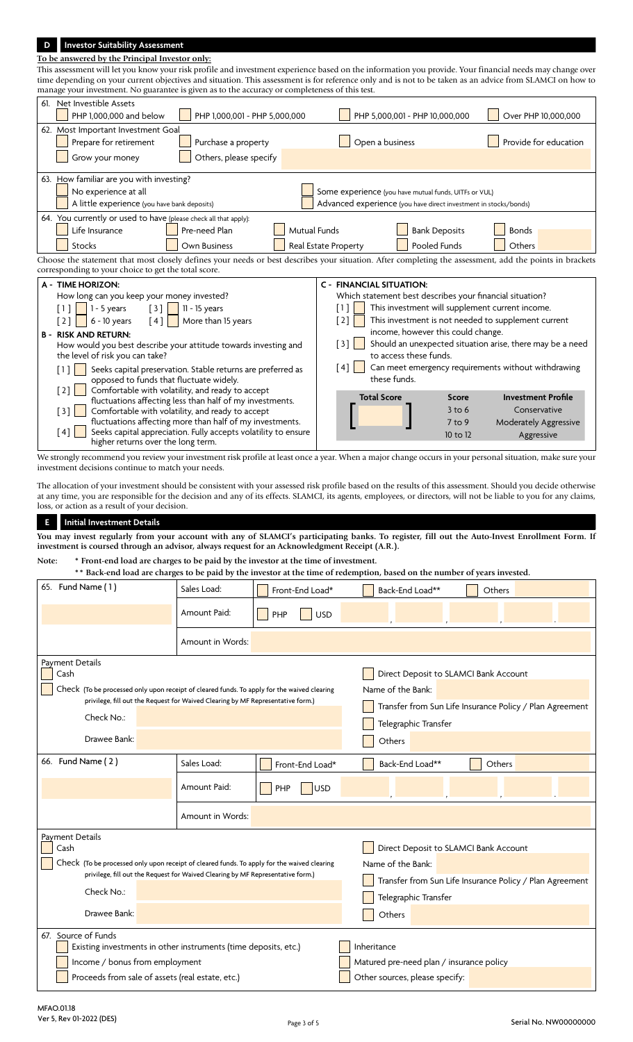## D Investor Suitability Assessment

**To be answered by the Principal Investor only:**

This assessment will let you know your risk profile and investment experience based on the information you provide. Your financial needs may change over time depending on your current objectives and situation. This assessment is for reference only and is not to be taken as an advice from SLAMCI on how to manage your investment. No guarantee is given as to the accuracy or completeness of this test.

61. Net Investible Assets
- [ ] PHP 1,000,000 and below
- [ ] PHP 1,000,001 - PHP 5,000,000
- [ ] PHP 5,000,001 - PHP 10,000,000
- [ ] Over PHP 10,000,000

62. Most Important Investment Goal
- [ ] Prepare for retirement
- [ ] Purchase a property
- [ ] Open a business
- [ ] Provide for education
- [ ] Grow your money
- [ ] Others, please specify

63. How familiar are you with investing?
- [ ] No experience at all
- [ ] A little experience (you have bank deposits)
- [ ] Some experience (you have mutual funds, UITFs or VUL)
- [ ] Advanced experience (you have direct investment in stocks/bonds)

64. You currently or used to have (please check all that apply):
- [ ] Life Insurance
- [ ] Pre-need Plan
- [ ] Mutual Funds
- [ ] Bank Deposits
- [ ] Bonds
- [ ] Stocks
- [ ] Own Business
- [ ] Real Estate Property
- [ ] Pooled Funds
- [ ] Others

Choose the statement that most closely defines your needs or best describes your situation. After completing the assessment, add the points in brackets corresponding to your choice to get the total score.

**A - TIME HORIZON:**

How long can you keep your money invested?

- [1] 1 - 5 years
- [2] 6 - 10 years
- [3] 11 - 15 years
- [4] More than 15 years

**B - RISK AND RETURN:**

How would you best describe your attitude towards investing and the level of risk you can take?

- [1] Seeks capital preservation. Stable returns are preferred as opposed to funds that fluctuate widely.
- [2] Comfortable with volatility, and ready to accept fluctuations affecting less than half of my investments.
- [3] Comfortable with volatility, and ready to accept fluctuations affecting more than half of my investments.
- [4] Seeks capital appreciation. Fully accepts volatility to ensure higher returns over the long term.

**C - FINANCIAL SITUATION:**

Which statement best describes your financial situation?

- [1] This investment will supplement current income.
- [2] This investment is not needed to supplement current income, however this could change.
- [3] Should an unexpected situation arise, there may be a need to access these funds.
- [4] Can meet emergency requirements without withdrawing these funds.

**Total Score** [ ]

| Score | Investment Profile |
|---|---|
| 3 to 6 | Conservative |
| 7 to 9 | Moderately Aggressive |
| 10 to 12 | Aggressive |

We strongly recommend you review your investment risk profile at least once a year. When a major change occurs in your personal situation, make sure your investment decisions continue to match your needs.

The allocation of your investment should be consistent with your assessed risk profile based on the results of this assessment. Should you decide otherwise at any time, you are responsible for the decision and any of its effects. SLAMCI, its agents, employees, or directors, will not be liable to you for any claims, loss, or action as a result of your decision.

## E Initial Investment Details

**You may invest regularly from your account with any of SLAMCI's participating banks. To register, fill out the Auto-Invest Enrollment Form. If investment is coursed through an advisor, always request for an Acknowledgment Receipt (A.R.).**

**Note: * Front-end load are charges to be paid by the investor at the time of investment.**
**** Back-end load are charges to be paid by the investor at the time of redemption, based on the number of years invested.**

65. Fund Name (1)
- Sales Load: [ ] Front-End Load* [ ] Back-End Load** [ ] Others
- Amount Paid: [ ] PHP [ ] USD ___ , ___ , ___ , ___ . ___
- Amount in Words:

Payment Details
- [ ] Cash
- [ ] Check (To be processed only upon receipt of cleared funds. To apply for the waived clearing privilege, fill out the Request for Waived Clearing by MF Representative form.)
  - Check No.:
  - Drawee Bank:
- [ ] Direct Deposit to SLAMCI Bank Account
  - Name of the Bank:
- [ ] Transfer from Sun Life Insurance Policy / Plan Agreement
- [ ] Telegraphic Transfer
- [ ] Others

66. Fund Name (2)
- Sales Load: [ ] Front-End Load* [ ] Back-End Load** [ ] Others
- Amount Paid: [ ] PHP [ ] USD ___ , ___ , ___ , ___ . ___
- Amount in Words:

Payment Details
- [ ] Cash
- [ ] Check (To be processed only upon receipt of cleared funds. To apply for the waived clearing privilege, fill out the Request for Waived Clearing by MF Representative form.)
  - Check No.:
  - Drawee Bank:
- [ ] Direct Deposit to SLAMCI Bank Account
  - Name of the Bank:
- [ ] Transfer from Sun Life Insurance Policy / Plan Agreement
- [ ] Telegraphic Transfer
- [ ] Others

67. Source of Funds
- [ ] Existing investments in other instruments (time deposits, etc.)
- [ ] Income / bonus from employment
- [ ] Proceeds from sale of assets (real estate, etc.)
- [ ] Inheritance
- [ ] Matured pre-need plan / insurance policy
- [ ] Other sources, please specify:

MFAO.01.18
Ver 5, Rev 01-2022 (DES)

Serial No. NW00000000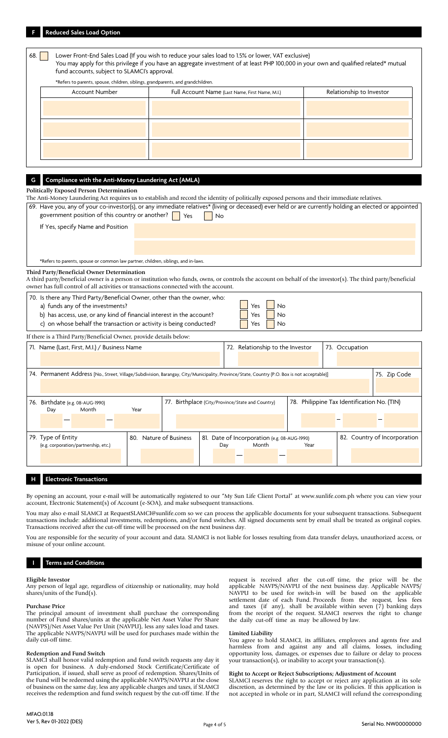## F Reduced Sales Load Option

68. ☐ Lower Front-End Sales Load (If you wish to reduce your sales load to 1.5% or lower, VAT exclusive)
You may apply for this privilege if you have an aggregate investment of at least PHP 100,000 in your own and qualified related* mutual fund accounts, subject to SLAMCI's approval.

*Refers to parents, spouse, children, siblings, grandparents, and grandchildren.

| Account Number | Full Account Name (Last Name, First Name, M.I.) | Relationship to Investor |
|---|---|---|
| | | |
| | | |
| | | |

## G Compliance with the Anti-Money Laundering Act (AMLA)

**Politically Exposed Person Determination**

The Anti-Money Laundering Act requires us to establish and record the identity of politically exposed persons and their immediate relatives.

69. Have you, any of your co-investor(s), or any immediate relatives* (living or deceased) ever held or are currently holding an elected or appointed government position of this country or another? ☐ Yes ☐ No

If Yes, specify Name and Position

*Refers to parents, spouse or common law partner, children, siblings, and in-laws.

**Third Party/Beneficial Owner Determination**

A third party/beneficial owner is a person or institution who funds, owns, or controls the account on behalf of the investor(s). The third party/beneficial owner has full control of all activities or transactions connected with the account.

70. Is there any Third Party/Beneficial Owner, other than the owner, who:
a) funds any of the investments? ☐ Yes ☐ No
b) has access, use, or any kind of financial interest in the account? ☐ Yes ☐ No
c) on whose behalf the transaction or activity is being conducted? ☐ Yes ☐ No

If there is a Third Party/Beneficial Owner, provide details below:

71. Name (Last, First, M.I.) / Business Name

72. Relationship to the Investor

73. Occupation

74. Permanent Address [No., Street, Village/Subdivision, Barangay, City/Municipality, Province/State, Country (P.O. Box is not acceptable)]

75. Zip Code

76. Birthdate (e.g. 08-AUG-1990) Day — Month — Year

77. Birthplace (City/Province/State and Country)

78. Philippine Tax Identification No. (TIN)

79. Type of Entity (e.g. corporation/partnership, etc.)

80. Nature of Business

81. Date of Incorporation (e.g. 08-AUG-1990) Day — Month — Year

82. Country of Incorporation

## H Electronic Transactions

By opening an account, your e-mail will be automatically registered to our "My Sun Life Client Portal" at www.sunlife.com.ph where you can view your account, Electronic Statement(s) of Account (e-SOA), and make subsequent transactions.

You may also e-mail SLAMCI at RequestSLAMCI@sunlife.com so we can process the applicable documents for your subsequent transactions. Subsequent transactions include: additional investments, redemptions, and/or fund switches. All signed documents sent by email shall be treated as original copies. Transactions received after the cut-off time will be processed on the next business day.

You are responsible for the security of your account and data. SLAMCI is not liable for losses resulting from data transfer delays, unauthorized access, or misuse of your online account.

## I Terms and Conditions

**Eligible Investor**

Any person of legal age, regardless of citizenship or nationality, may hold shares/units of the Fund(s).

**Purchase Price**

The principal amount of investment shall purchase the corresponding number of Fund shares/units at the applicable Net Asset Value Per Share (NAVPS)/Net Asset Value Per Unit (NAVPU), less any sales load and taxes. The applicable NAVPS/NAVPU will be used for purchases made within the daily cut-off time.

**Redemption and Fund Switch**

SLAMCI shall honor valid redemption and fund switch requests any day it is open for business. A duly-endorsed Stock Certificate/Certificate of Participation, if issued, shall serve as proof of redemption. Shares/Units of the Fund will be redeemed using the applicable NAVPS/NAVPU at the close of business on the same day, less any applicable charges and taxes, if SLAMCI receives the redemption and fund switch request by the cut-off time. If the request is received after the cut-off time, the price will be the applicable NAVPS/NAVPU of the next business day. Applicable NAVPS/NAVPU to be used for switch-in will be based on the applicable settlement date of each Fund. Proceeds from the request, less fees and taxes (if any), shall be available within seven (7) banking days from the receipt of the request. SLAMCI reserves the right to change the daily cut-off time as may be allowed by law.

**Limited Liability**

You agree to hold SLAMCI, its affiliates, employees and agents free and harmless from and against any and all claims, losses, including opportunity loss, damages, or expenses due to failure or delay to process your transaction(s), or inability to accept your transaction(s).

**Right to Accept or Reject Subscriptions; Adjustment of Account**

SLAMCI reserves the right to accept or reject any application at its sole discretion, as determined by the law or its policies. If this application is not accepted in whole or in part, SLAMCI will refund the corresponding

MFAO.01.18
Ver 5, Rev 01-2022 (DES)

Serial No. NW00000000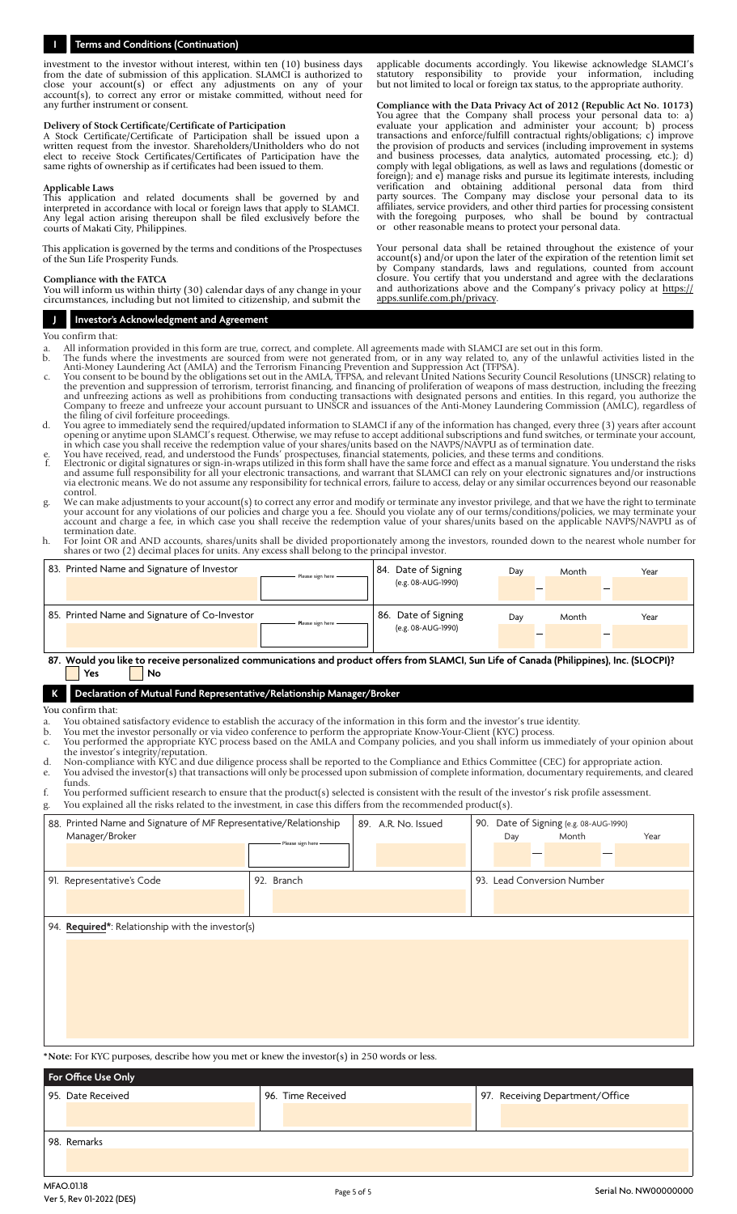## I Terms and Conditions (Continuation)

investment to the investor without interest, within ten (10) business days from the date of submission of this application. SLAMCI is authorized to close your account(s) or effect any adjustments on any of your account(s), to correct any error or mistake committed, without need for any further instrument or consent.

**Delivery of Stock Certificate/Certificate of Participation**
A Stock Certificate/Certificate of Participation shall be issued upon a written request from the investor. Shareholders/Unitholders who do not elect to receive Stock Certificates/Certificates of Participation have the same rights of ownership as if certificates had been issued to them.

**Applicable Laws**
This application and related documents shall be governed by and interpreted in accordance with local or foreign laws that apply to SLAMCI. Any legal action arising thereupon shall be filed exclusively before the courts of Makati City, Philippines.

This application is governed by the terms and conditions of the Prospectuses of the Sun Life Prosperity Funds.

**Compliance with the FATCA**
You will inform us within thirty (30) calendar days of any change in your circumstances, including but not limited to citizenship, and submit the applicable documents accordingly. You likewise acknowledge SLAMCI's statutory responsibility to provide your information, including but not limited to local or foreign tax status, to the appropriate authority.

**Compliance with the Data Privacy Act of 2012 (Republic Act No. 10173)**
You agree that the Company shall process your personal data to: a) evaluate your application and administer your account; b) process transactions and enforce/fulfill contractual rights/obligations; c) improve the provision of products and services (including improvement in systems and business processes, data analytics, automated processing, etc.); d) comply with legal obligations, as well as laws and regulations (domestic or foreign); and e) manage risks and pursue its legitimate interests, including verification and obtaining additional personal data from third party sources. The Company may disclose your personal data to its affiliates, service providers, and other third parties for processing consistent with the foregoing purposes, who shall be bound by contractual or other reasonable means to protect your personal data.

Your personal data shall be retained throughout the existence of your account(s) and/or upon the later of the expiration of the retention limit set by Company standards, laws and regulations, counted from account closure. You certify that you understand and agree with the declarations and authorizations above and the Company's privacy policy at https://apps.sunlife.com.ph/privacy.

## J Investor's Acknowledgment and Agreement

You confirm that:

a. All information provided in this form are true, correct, and complete. All agreements made with SLAMCI are set out in this form.
b. The funds where the investments are sourced from were not generated from, or in any way related to, any of the unlawful activities listed in the Anti-Money Laundering Act (AMLA) and the Terrorism Financing Prevention and Suppression Act (TFPSA).
c. You consent to be bound by the obligations set out in the AMLA, TFPSA, and relevant United Nations Security Council Resolutions (UNSCR) relating to the prevention and suppression of terrorism, terrorist financing, and financing of proliferation of weapons of mass destruction, including the freezing and unfreezing actions as well as prohibitions from conducting transactions with designated persons and entities. In this regard, you authorize the Company to freeze and unfreeze your account pursuant to UNSCR and issuances of the Anti-Money Laundering Commission (AMLC), regardless of the filing of civil forfeiture proceedings.
d. You agree to immediately send the required/updated information to SLAMCI if any of the information has changed, every three (3) years after account opening or anytime upon SLAMCI's request. Otherwise, we may refuse to accept additional subscriptions and fund switches, or terminate your account, in which case you shall receive the redemption value of your shares/units based on the NAVPS/NAVPU as of termination date.
e. You have received, read, and understood the Funds' prospectuses, financial statements, policies, and these terms and conditions.
f. Electronic or digital signatures or sign-in-wraps utilized in this form shall have the same force and effect as a manual signature. You understand the risks and assume full responsibility for all your electronic transactions, and warrant that SLAMCI can rely on your electronic signatures and/or instructions via electronic means. We do not assume any responsibility for technical errors, failure to access, delay or any similar occurrences beyond our reasonable control.
g. We can make adjustments to your account(s) to correct any error and modify or terminate any investor privilege, and that we have the right to terminate your account for any violations of our policies and charge you a fee. Should you violate any of our terms/conditions/policies, we may terminate your account and charge a fee, in which case you shall receive the redemption value of your shares/units based on the applicable NAVPS/NAVPU as of termination date.
h. For Joint OR and AND accounts, shares/units shall be divided proportionately among the investors, rounded down to the nearest whole number for shares or two (2) decimal places for units. Any excess shall belong to the principal investor.

| 83. Printed Name and Signature of Investor (Please sign here) | 84. Date of Signing (e.g. 08-AUG-1990) Day – Month – Year |
|---|---|
| 85. Printed Name and Signature of Co-Investor (Please sign here) | 86. Date of Signing (e.g. 08-AUG-1990) Day – Month – Year |

**87. Would you like to receive personalized communications and product offers from SLAMCI, Sun Life of Canada (Philippines), Inc. (SLOCPI)?**
☐ Yes ☐ No

## K Declaration of Mutual Fund Representative/Relationship Manager/Broker

You confirm that:

a. You obtained satisfactory evidence to establish the accuracy of the information in this form and the investor's true identity.
b. You met the investor personally or via video conference to perform the appropriate Know-Your-Client (KYC) process.
c. You performed the appropriate KYC process based on the AMLA and Company policies, and you shall inform us immediately of your opinion about the investor's integrity/reputation.
d. Non-compliance with KYC and due diligence process shall be reported to the Compliance and Ethics Committee (CEC) for appropriate action.
e. You advised the investor(s) that transactions will only be processed upon submission of complete information, documentary requirements, and cleared funds.
f. You performed sufficient research to ensure that the product(s) selected is consistent with the result of the investor's risk profile assessment.
g. You explained all the risks related to the investment, in case this differs from the recommended product(s).

| 88. Printed Name and Signature of MF Representative/Relationship Manager/Broker (Please sign here) | 89. A.R. No. Issued | 90. Date of Signing (e.g. 08-AUG-1990) Day – Month – Year |
|---|---|---|
| 91. Representative's Code | 92. Branch | 93. Lead Conversion Number |

94. **Required***: Relationship with the investor(s)

*Note: For KYC purposes, describe how you met or knew the investor(s) in 250 words or less.

### For Office Use Only

| 95. Date Received | 96. Time Received | 97. Receiving Department/Office |
|---|---|---|
| | | |

98. Remarks

MFAO.01.18
Ver 5, Rev 01-2022 (DES)

Serial No. NW00000000